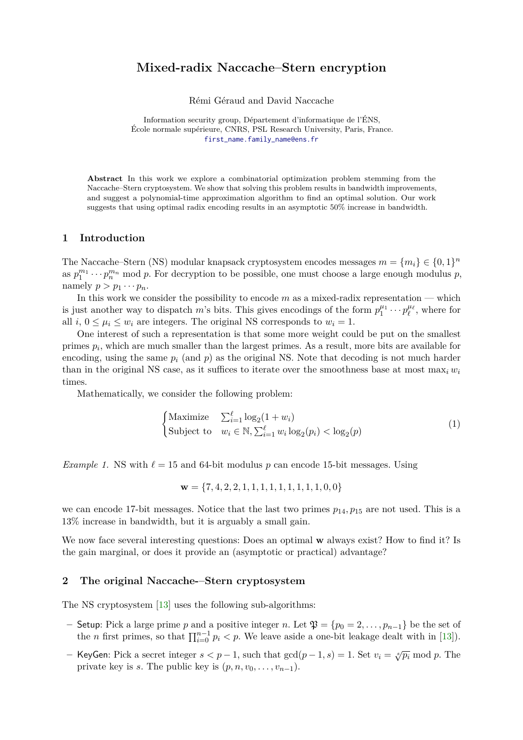# Mixed-radix Naccache–Stern encryption

Rémi Géraud and David Naccache

Information security group, Département d'informatique de l'ÉNS,
École normale supérieure, CNRS, PSL Research University, Paris, France.
first_name.family_name@ens.fr

**Abstract** In this work we explore a combinatorial optimization problem stemming from the Naccache–Stern cryptosystem. We show that solving this problem results in bandwidth improvements, and suggest a polynomial-time approximation algorithm to find an optimal solution. Our work suggests that using optimal radix encoding results in an asymptotic 50% increase in bandwidth.

## 1 Introduction

The Naccache–Stern (NS) modular knapsack cryptosystem encodes messages $m = \{m_i\} \in \{0,1\}^n$ as $p_1^{m_1} \cdots p_n^{m_n} \bmod p$. For decryption to be possible, one must choose a large enough modulus $p$, namely $p > p_1 \cdots p_n$.

In this work we consider the possibility to encode $m$ as a mixed-radix representation — which is just another way to dispatch $m$'s bits. This gives encodings of the form $p_1^{\mu_1} \cdots p_\ell^{\mu_\ell}$, where for all $i$, $0 \le \mu_i \le w_i$ are integers. The original NS corresponds to $w_i = 1$.

One interest of such a representation is that some more weight could be put on the smallest primes $p_i$, which are much smaller than the largest primes. As a result, more bits are available for encoding, using the same $p_i$ (and $p$) as the original NS. Note that decoding is not much harder than in the original NS case, as it suffices to iterate over the smoothness base at most $\max_i w_i$ times.

Mathematically, we consider the following problem:

$$\begin{cases} \text{Maximize} & \sum_{i=1}^{\ell} \log_2(1+w_i) \\ \text{Subject to} & w_i \in \mathbb{N}, \sum_{i=1}^{\ell} w_i \log_2(p_i) < \log_2(p) \end{cases} \tag{1}$$

*Example 1.* NS with $\ell = 15$ and 64-bit modulus $p$ can encode 15-bit messages. Using

$$\mathbf{w} = \{7, 4, 2, 2, 1, 1, 1, 1, 1, 1, 1, 1, 1, 0, 0\}$$

we can encode 17-bit messages. Notice that the last two primes $p_{14}, p_{15}$ are not used. This is a 13% increase in bandwidth, but it is arguably a small gain.

We now face several interesting questions: Does an optimal $\mathbf{w}$ always exist? How to find it? Is the gain marginal, or does it provide an (asymptotic or practical) advantage?

## 2 The original Naccache-–Stern cryptosystem

The NS cryptosystem [13] uses the following sub-algorithms:

- Setup: Pick a large prime $p$ and a positive integer $n$. Let $\mathfrak{P} = \{p_0 = 2, \ldots, p_{n-1}\}$ be the set of the $n$ first primes, so that $\prod_{i=0}^{n-1} p_i < p$. We leave aside a one-bit leakage dealt with in [13]).
- KeyGen: Pick a secret integer $s < p-1$, such that $\gcd(p-1, s) = 1$. Set $v_i = \sqrt[s]{p_i} \bmod p$. The private key is $s$. The public key is $(p, n, v_0, \ldots, v_{n-1})$.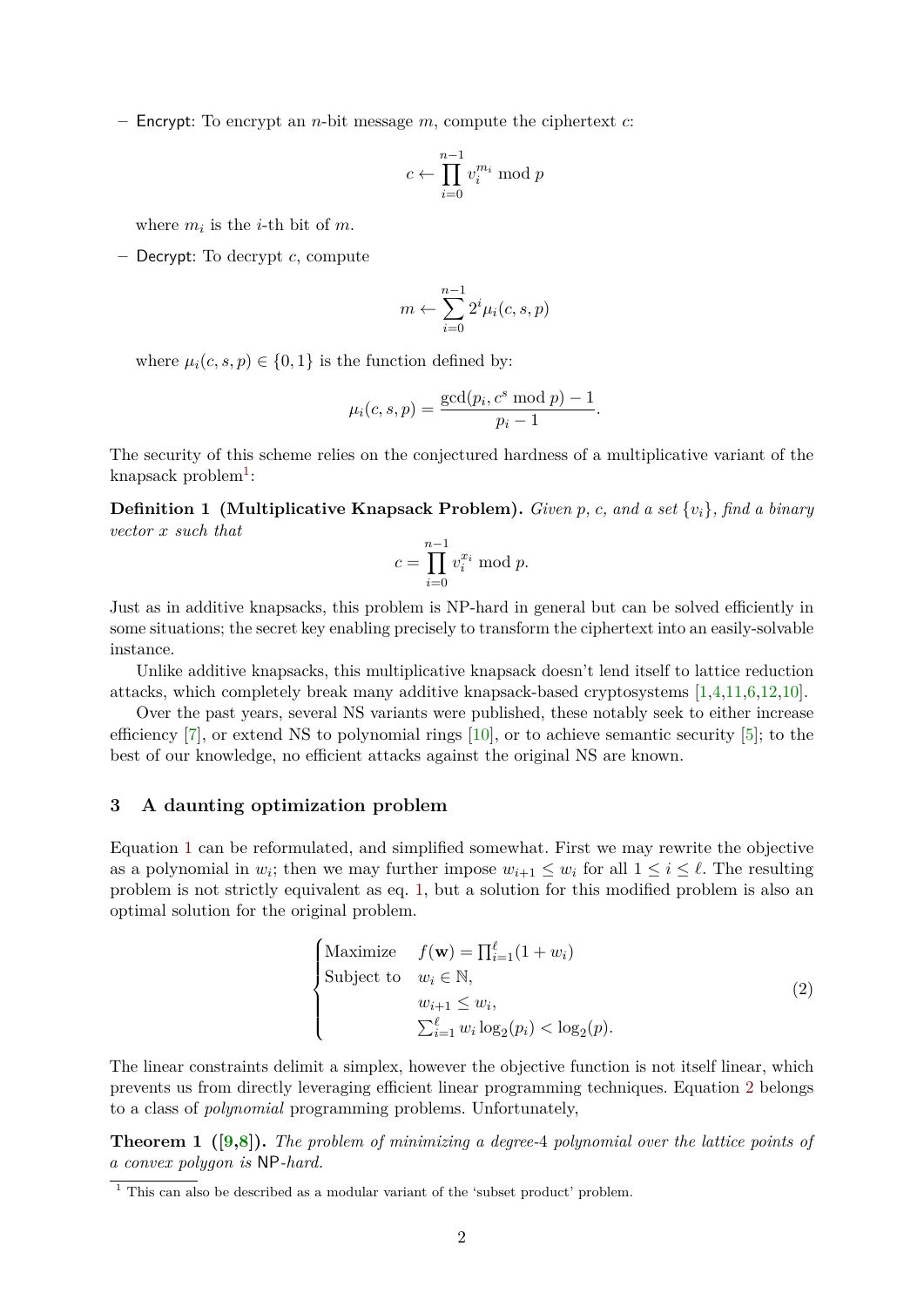– Encrypt: To encrypt an $n$-bit message $m$, compute the ciphertext $c$:

$$c \leftarrow \prod_{i=0}^{n-1} v_i^{m_i} \bmod p$$

where $m_i$ is the $i$-th bit of $m$.

– Decrypt: To decrypt $c$, compute

$$m \leftarrow \sum_{i=0}^{n-1} 2^i \mu_i(c, s, p)$$

where $\mu_i(c, s, p) \in \{0, 1\}$ is the function defined by:

$$\mu_i(c, s, p) = \frac{\gcd(p_i, c^s \bmod p) - 1}{p_i - 1}.$$

The security of this scheme relies on the conjectured hardness of a multiplicative variant of the knapsack problem[1]:

**Definition 1 (Multiplicative Knapsack Problem).** *Given $p$, $c$, and a set $\{v_i\}$, find a binary vector $x$ such that*

$$c = \prod_{i=0}^{n-1} v_i^{x_i} \bmod p.$$

Just as in additive knapsacks, this problem is NP-hard in general but can be solved efficiently in some situations; the secret key enabling precisely to transform the ciphertext into an easily-solvable instance.

Unlike additive knapsacks, this multiplicative knapsack doesn't lend itself to lattice reduction attacks, which completely break many additive knapsack-based cryptosystems [1,4,11,6,12,10].

Over the past years, several NS variants were published, these notably seek to either increase efficiency [7], or extend NS to polynomial rings [10], or to achieve semantic security [5]; to the best of our knowledge, no efficient attacks against the original NS are known.

## 3 A daunting optimization problem

Equation 1 can be reformulated, and simplified somewhat. First we may rewrite the objective as a polynomial in $w_i$; then we may further impose $w_{i+1} \leq w_i$ for all $1 \leq i \leq \ell$. The resulting problem is not strictly equivalent as eq. 1, but a solution for this modified problem is also an optimal solution for the original problem.

$$\begin{cases} \text{Maximize} & f(\mathbf{w}) = \prod_{i=1}^{\ell}(1 + w_i) \\ \text{Subject to} & w_i \in \mathbb{N}, \\ & w_{i+1} \leq w_i, \\ & \sum_{i=1}^{\ell} w_i \log_2(p_i) < \log_2(p). \end{cases} \tag{2}$$

The linear constraints delimit a simplex, however the objective function is not itself linear, which prevents us from directly leveraging efficient linear programming techniques. Equation 2 belongs to a class of *polynomial* programming problems. Unfortunately,

**Theorem 1 ([9,8]).** *The problem of minimizing a degree-4 polynomial over the lattice points of a convex polygon is* NP*-hard.*

[1] This can also be described as a modular variant of the 'subset product' problem.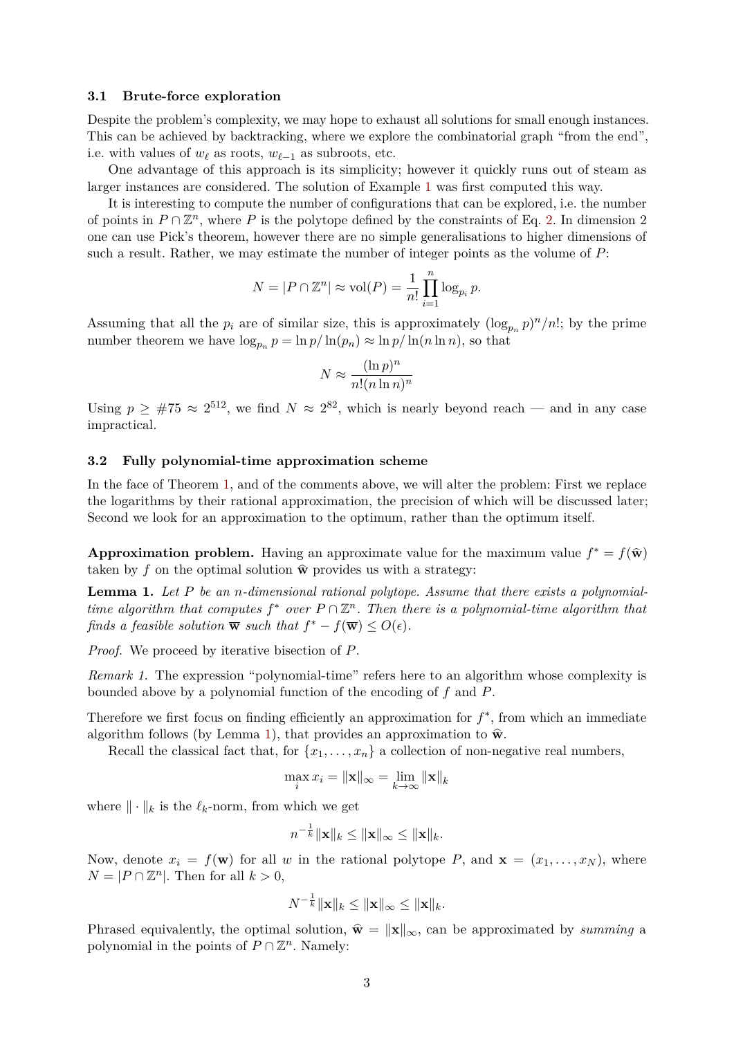### 3.1 Brute-force exploration

Despite the problem's complexity, we may hope to exhaust all solutions for small enough instances. This can be achieved by backtracking, where we explore the combinatorial graph "from the end", i.e. with values of $w_\ell$ as roots, $w_{\ell-1}$ as subroots, etc.

One advantage of this approach is its simplicity; however it quickly runs out of steam as larger instances are considered. The solution of Example 1 was first computed this way.

It is interesting to compute the number of configurations that can be explored, i.e. the number of points in $P \cap \mathbb{Z}^n$, where $P$ is the polytope defined by the constraints of Eq. 2. In dimension 2 one can use Pick's theorem, however there are no simple generalisations to higher dimensions of such a result. Rather, we may estimate the number of integer points as the volume of $P$:

$$N = |P \cap \mathbb{Z}^n| \approx \mathrm{vol}(P) = \frac{1}{n!} \prod_{i=1}^{n} \log_{p_i} p.$$

Assuming that all the $p_i$ are of similar size, this is approximately $(\log_{p_n} p)^n / n!$; by the prime number theorem we have $\log_{p_n} p = \ln p / \ln(p_n) \approx \ln p / \ln(n \ln n)$, so that

$$N \approx \frac{(\ln p)^n}{n!(n \ln n)^n}$$

Using $p \geq \#75 \approx 2^{512}$, we find $N \approx 2^{82}$, which is nearly beyond reach — and in any case impractical.

### 3.2 Fully polynomial-time approximation scheme

In the face of Theorem 1, and of the comments above, we will alter the problem: First we replace the logarithms by their rational approximation, the precision of which will be discussed later; Second we look for an approximation to the optimum, rather than the optimum itself.

**Approximation problem.** Having an approximate value for the maximum value $f^* = f(\widehat{\mathbf{w}})$ taken by $f$ on the optimal solution $\widehat{\mathbf{w}}$ provides us with a strategy:

**Lemma 1.** *Let $P$ be an $n$-dimensional rational polytope. Assume that there exists a polynomial-time algorithm that computes $f^*$ over $P \cap \mathbb{Z}^n$. Then there is a polynomial-time algorithm that finds a feasible solution $\overline{\mathbf{w}}$ such that $f^* - f(\overline{\mathbf{w}}) \leq O(\epsilon)$.*

*Proof.* We proceed by iterative bisection of $P$.

*Remark 1.* The expression "polynomial-time" refers here to an algorithm whose complexity is bounded above by a polynomial function of the encoding of $f$ and $P$.

Therefore we first focus on finding efficiently an approximation for $f^*$, from which an immediate algorithm follows (by Lemma 1), that provides an approximation to $\widehat{\mathbf{w}}$.

Recall the classical fact that, for $\{x_1, \ldots, x_n\}$ a collection of non-negative real numbers,

$$\max_i x_i = \|\mathbf{x}\|_\infty = \lim_{k \to \infty} \|\mathbf{x}\|_k$$

where $\|\cdot\|_k$ is the $\ell_k$-norm, from which we get

$$n^{-\frac{1}{k}} \|\mathbf{x}\|_k \leq \|\mathbf{x}\|_\infty \leq \|\mathbf{x}\|_k.$$

Now, denote $x_i = f(\mathbf{w})$ for all $w$ in the rational polytope $P$, and $\mathbf{x} = (x_1, \ldots, x_N)$, where $N = |P \cap \mathbb{Z}^n|$. Then for all $k > 0$,

$$N^{-\frac{1}{k}} \|\mathbf{x}\|_k \leq \|\mathbf{x}\|_\infty \leq \|\mathbf{x}\|_k.$$

Phrased equivalently, the optimal solution, $\widehat{\mathbf{w}} = \|\mathbf{x}\|_\infty$, can be approximated by *summing* a polynomial in the points of $P \cap \mathbb{Z}^n$. Namely: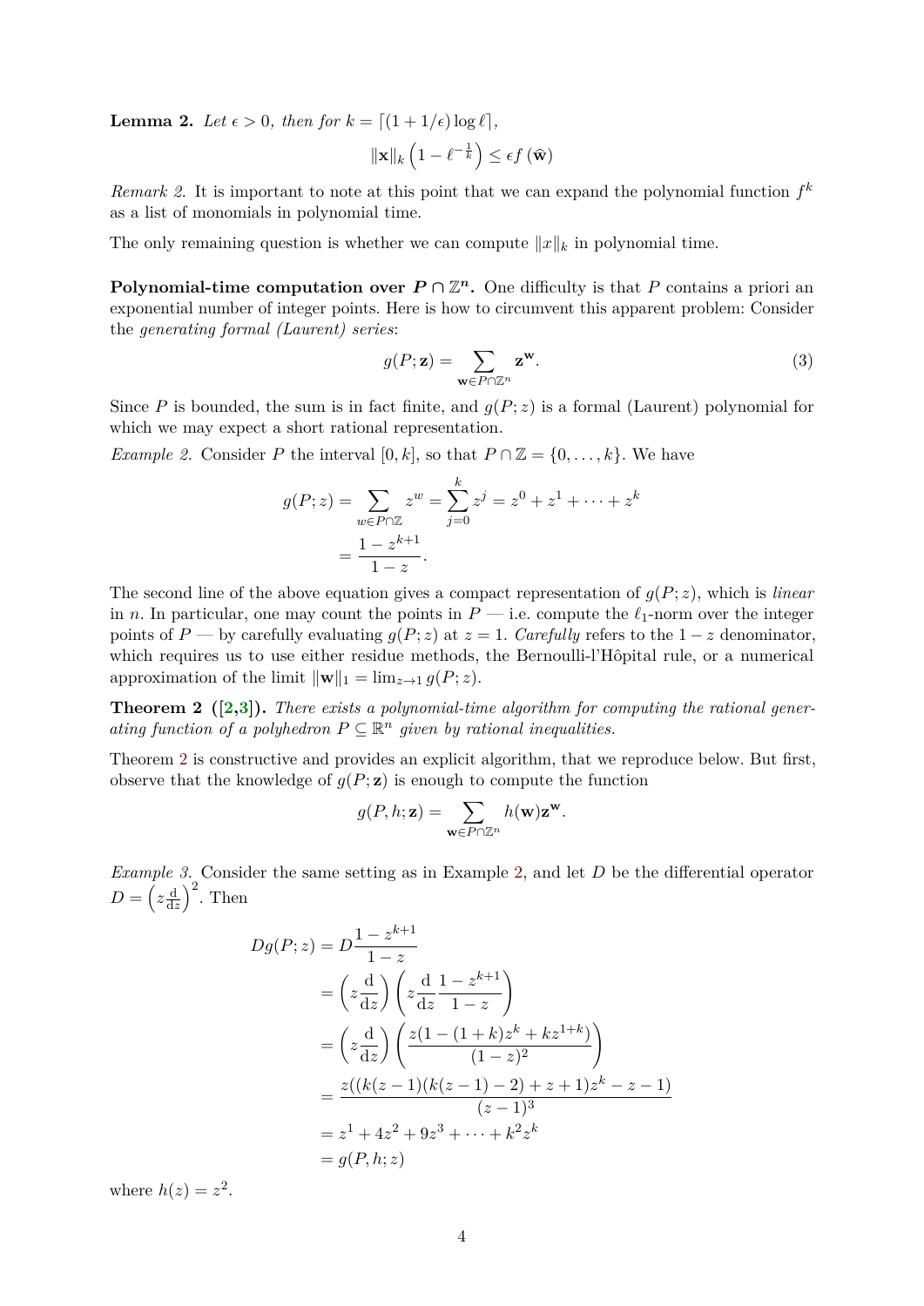**Lemma 2.** *Let $\epsilon > 0$, then for $k = \lceil (1 + 1/\epsilon) \log \ell \rceil$,*

$$\|\mathbf{x}\|_k \left(1 - \ell^{-\frac{1}{k}}\right) \leq \epsilon f\left(\widehat{\mathbf{w}}\right)$$

*Remark 2.* It is important to note at this point that we can expand the polynomial function $f^k$ as a list of monomials in polynomial time.

The only remaining question is whether we can compute $\|x\|_k$ in polynomial time.

**Polynomial-time computation over $P \cap \mathbb{Z}^n$.** One difficulty is that $P$ contains a priori an exponential number of integer points. Here is how to circumvent this apparent problem: Consider the *generating formal (Laurent) series*:

$$g(P; \mathbf{z}) = \sum_{\mathbf{w} \in P \cap \mathbb{Z}^n} \mathbf{z}^{\mathbf{w}}. \tag{3}$$

Since $P$ is bounded, the sum is in fact finite, and $g(P; z)$ is a formal (Laurent) polynomial for which we may expect a short rational representation.

*Example 2.* Consider $P$ the interval $[0, k]$, so that $P \cap \mathbb{Z} = \{0, \ldots, k\}$. We have

$$\begin{aligned} g(P; z) &= \sum_{w \in P \cap \mathbb{Z}} z^w = \sum_{j=0}^{k} z^j = z^0 + z^1 + \cdots + z^k \\ &= \frac{1 - z^{k+1}}{1 - z}. \end{aligned}$$

The second line of the above equation gives a compact representation of $g(P; z)$, which is *linear* in $n$. In particular, one may count the points in $P$ — i.e. compute the $\ell_1$-norm over the integer points of $P$ — by carefully evaluating $g(P; z)$ at $z = 1$. *Carefully* refers to the $1 - z$ denominator, which requires us to use either residue methods, the Bernoulli-l'Hôpital rule, or a numerical approximation of the limit $\|\mathbf{w}\|_1 = \lim_{z \to 1} g(P; z)$.

**Theorem 2 ([2,3]).** *There exists a polynomial-time algorithm for computing the rational generating function of a polyhedron $P \subseteq \mathbb{R}^n$ given by rational inequalities.*

Theorem 2 is constructive and provides an explicit algorithm, that we reproduce below. But first, observe that the knowledge of $g(P; \mathbf{z})$ is enough to compute the function

$$g(P, h; \mathbf{z}) = \sum_{\mathbf{w} \in P \cap \mathbb{Z}^n} h(\mathbf{w}) \mathbf{z}^{\mathbf{w}}.$$

*Example 3.* Consider the same setting as in Example 2, and let $D$ be the differential operator $D = \left(z \frac{\mathrm{d}}{\mathrm{d}z}\right)^2$. Then

$$\begin{aligned} Dg(P; z) &= D \frac{1 - z^{k+1}}{1 - z} \\ &= \left(z \frac{\mathrm{d}}{\mathrm{d}z}\right) \left(z \frac{\mathrm{d}}{\mathrm{d}z} \frac{1 - z^{k+1}}{1 - z}\right) \\ &= \left(z \frac{\mathrm{d}}{\mathrm{d}z}\right) \left(\frac{z(1 - (1 + k)z^k + kz^{1+k})}{(1 - z)^2}\right) \\ &= \frac{z((k(z - 1)(k(z - 1) - 2) + z + 1)z^k - z - 1)}{(z - 1)^3} \\ &= z^1 + 4z^2 + 9z^3 + \cdots + k^2 z^k \\ &= g(P, h; z) \end{aligned}$$

where $h(z) = z^2$.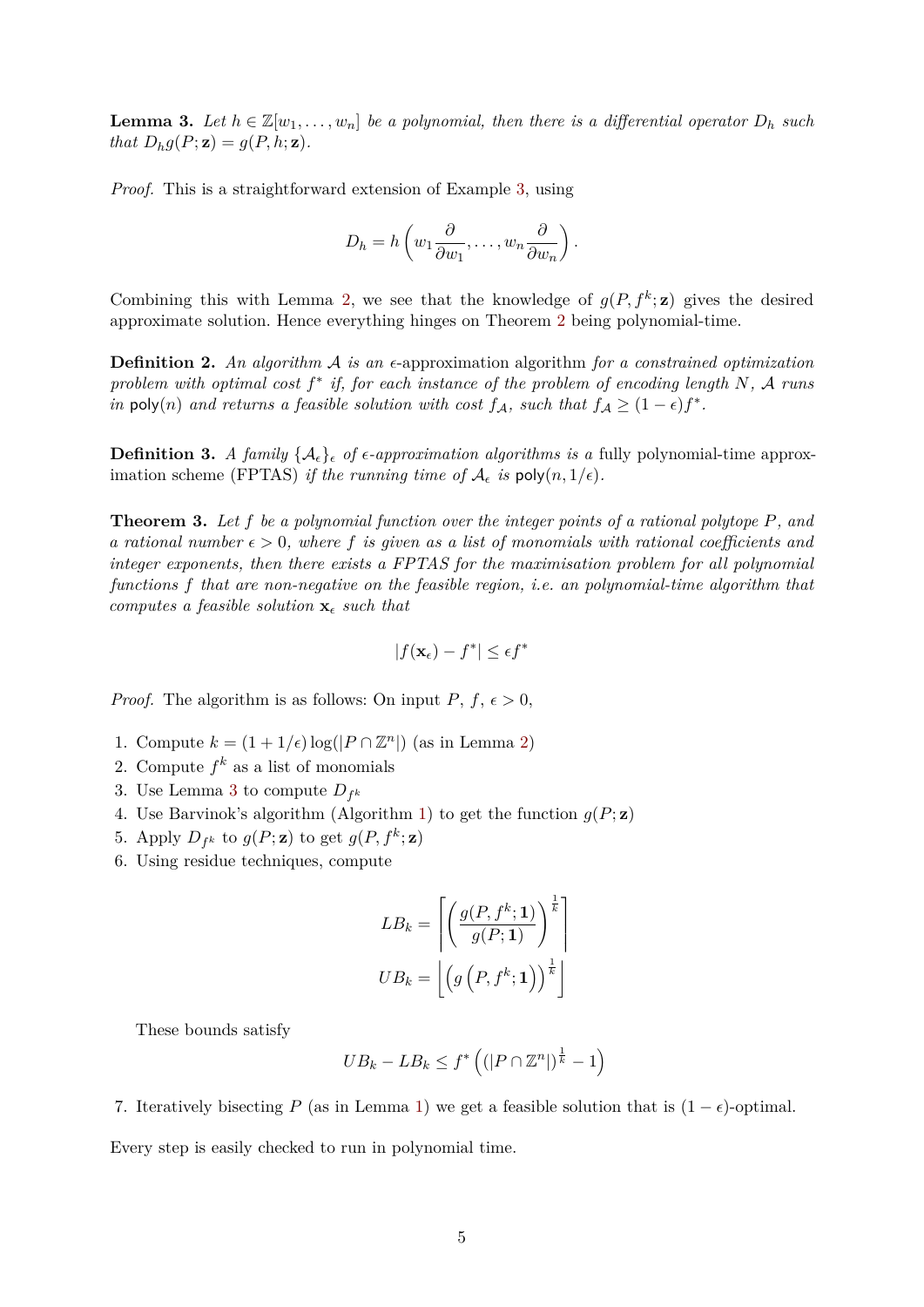**Lemma 3.** *Let $h \in \mathbb{Z}[w_1, \ldots, w_n]$ be a polynomial, then there is a differential operator $D_h$ such that $D_h g(P; \mathbf{z}) = g(P, h; \mathbf{z})$.*

*Proof.* This is a straightforward extension of Example 3, using

$$D_h = h\left(w_1 \frac{\partial}{\partial w_1}, \ldots, w_n \frac{\partial}{\partial w_n}\right).$$

Combining this with Lemma 2, we see that the knowledge of $g(P, f^k; \mathbf{z})$ gives the desired approximate solution. Hence everything hinges on Theorem 2 being polynomial-time.

**Definition 2.** *An algorithm $\mathcal{A}$ is an $\epsilon$-*approximation algorithm *for a constrained optimization problem with optimal cost $f^*$ if, for each instance of the problem of encoding length $N$, $\mathcal{A}$ runs in $\mathsf{poly}(n)$ and returns a feasible solution with cost $f_{\mathcal{A}}$, such that $f_{\mathcal{A}} \geq (1-\epsilon) f^*$.*

**Definition 3.** *A family $\{\mathcal{A}_\epsilon\}_\epsilon$ of $\epsilon$-approximation algorithms is a* fully polynomial-time approximation scheme (FPTAS) *if the running time of $\mathcal{A}_\epsilon$ is $\mathsf{poly}(n, 1/\epsilon)$.*

**Theorem 3.** *Let $f$ be a polynomial function over the integer points of a rational polytope $P$, and a rational number $\epsilon > 0$, where $f$ is given as a list of monomials with rational coefficients and integer exponents, then there exists a FPTAS for the maximisation problem for all polynomial functions $f$ that are non-negative on the feasible region, i.e. an polynomial-time algorithm that computes a feasible solution $\mathbf{x}_\epsilon$ such that*

$$|f(\mathbf{x}_\epsilon) - f^*| \leq \epsilon f^*$$

*Proof.* The algorithm is as follows: On input $P$, $f$, $\epsilon > 0$,

1. Compute $k = (1 + 1/\epsilon)\log(|P \cap \mathbb{Z}^n|)$ (as in Lemma 2)
2. Compute $f^k$ as a list of monomials
3. Use Lemma 3 to compute $D_{f^k}$
4. Use Barvinok's algorithm (Algorithm 1) to get the function $g(P; \mathbf{z})$
5. Apply $D_{f^k}$ to $g(P; \mathbf{z})$ to get $g(P, f^k; \mathbf{z})$
6. Using residue techniques, compute

$$LB_k = \left\lceil \left(\frac{g(P, f^k; \mathbf{1})}{g(P; \mathbf{1})}\right)^{\frac{1}{k}} \right\rceil$$
$$UB_k = \left\lfloor \left(g\left(P, f^k; \mathbf{1}\right)\right)^{\frac{1}{k}} \right\rfloor$$

   These bounds satisfy

$$UB_k - LB_k \leq f^* \left(\left(|P \cap \mathbb{Z}^n|\right)^{\frac{1}{k}} - 1\right)$$

7. Iteratively bisecting $P$ (as in Lemma 1) we get a feasible solution that is $(1-\epsilon)$-optimal.

Every step is easily checked to run in polynomial time.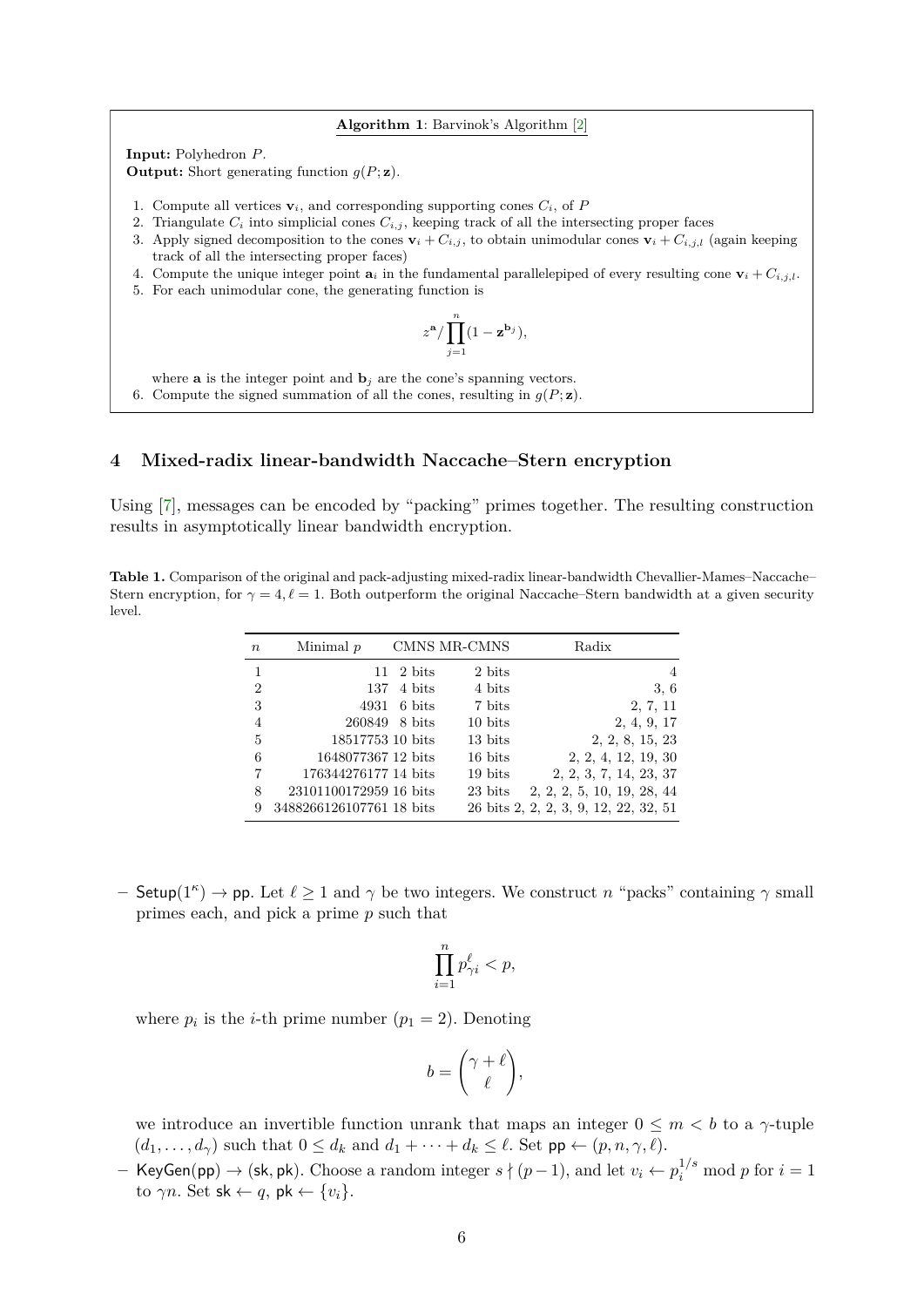**Algorithm 1**: Barvinok's Algorithm [2]

**Input:** Polyhedron $P$.
**Output:** Short generating function $g(P;\mathbf{z})$.

1. Compute all vertices $\mathbf{v}_i$, and corresponding supporting cones $C_i$, of $P$
2. Triangulate $C_i$ into simplicial cones $C_{i,j}$, keeping track of all the intersecting proper faces
3. Apply signed decomposition to the cones $\mathbf{v}_i + C_{i,j}$, to obtain unimodular cones $\mathbf{v}_i + C_{i,j,l}$ (again keeping track of all the intersecting proper faces)
4. Compute the unique integer point $\mathbf{a}_i$ in the fundamental parallelepiped of every resulting cone $\mathbf{v}_i + C_{i,j,l}$.
5. For each unimodular cone, the generating function is

$$z^{\mathbf{a}} / \prod_{j=1}^{n} (1 - \mathbf{z}^{\mathbf{b}_j}),$$

   where $\mathbf{a}$ is the integer point and $\mathbf{b}_j$ are the cone's spanning vectors.
6. Compute the signed summation of all the cones, resulting in $g(P;\mathbf{z})$.

## 4 Mixed-radix linear-bandwidth Naccache–Stern encryption

Using [7], messages can be encoded by "packing" primes together. The resulting construction results in asymptotically linear bandwidth encryption.

**Table 1.** Comparison of the original and pack-adjusting mixed-radix linear-bandwidth Chevallier-Mames–Naccache–Stern encryption, for $\gamma = 4, \ell = 1$. Both outperform the original Naccache–Stern bandwidth at a given security level.

| $n$ | Minimal $p$ | CMNS | MR-CMNS | Radix |
|---|---|---|---|---|
| 1 | 11 | 2 bits | 2 bits | 4 |
| 2 | 137 | 4 bits | 4 bits | 3, 6 |
| 3 | 4931 | 6 bits | 7 bits | 2, 7, 11 |
| 4 | 260849 | 8 bits | 10 bits | 2, 4, 9, 17 |
| 5 | 18517753 | 10 bits | 13 bits | 2, 2, 8, 15, 23 |
| 6 | 1648077367 | 12 bits | 16 bits | 2, 2, 4, 12, 19, 30 |
| 7 | 176344276177 | 14 bits | 19 bits | 2, 2, 3, 7, 14, 23, 37 |
| 8 | 23101100172959 | 16 bits | 23 bits | 2, 2, 2, 5, 10, 19, 28, 44 |
| 9 | 3488266126107761 | 18 bits | 26 bits | 2, 2, 2, 3, 9, 12, 22, 32, 51 |

- $\mathsf{Setup}(1^\kappa) \to \mathsf{pp}$. Let $\ell \geq 1$ and $\gamma$ be two integers. We construct $n$ "packs" containing $\gamma$ small primes each, and pick a prime $p$ such that

$$\prod_{i=1}^{n} p_{\gamma i}^{\ell} < p,$$

  where $p_i$ is the $i$-th prime number ($p_1 = 2$). Denoting

$$b = \binom{\gamma + \ell}{\ell},$$

  we introduce an invertible function unrank that maps an integer $0 \leq m < b$ to a $\gamma$-tuple $(d_1, \ldots, d_\gamma)$ such that $0 \leq d_k$ and $d_1 + \cdots + d_k \leq \ell$. Set $\mathsf{pp} \leftarrow (p, n, \gamma, \ell)$.
- $\mathsf{KeyGen}(\mathsf{pp}) \to (\mathsf{sk}, \mathsf{pk})$. Choose a random integer $s \nmid (p-1)$, and let $v_i \leftarrow p_i^{1/s} \bmod p$ for $i = 1$ to $\gamma n$. Set $\mathsf{sk} \leftarrow q$, $\mathsf{pk} \leftarrow \{v_i\}$.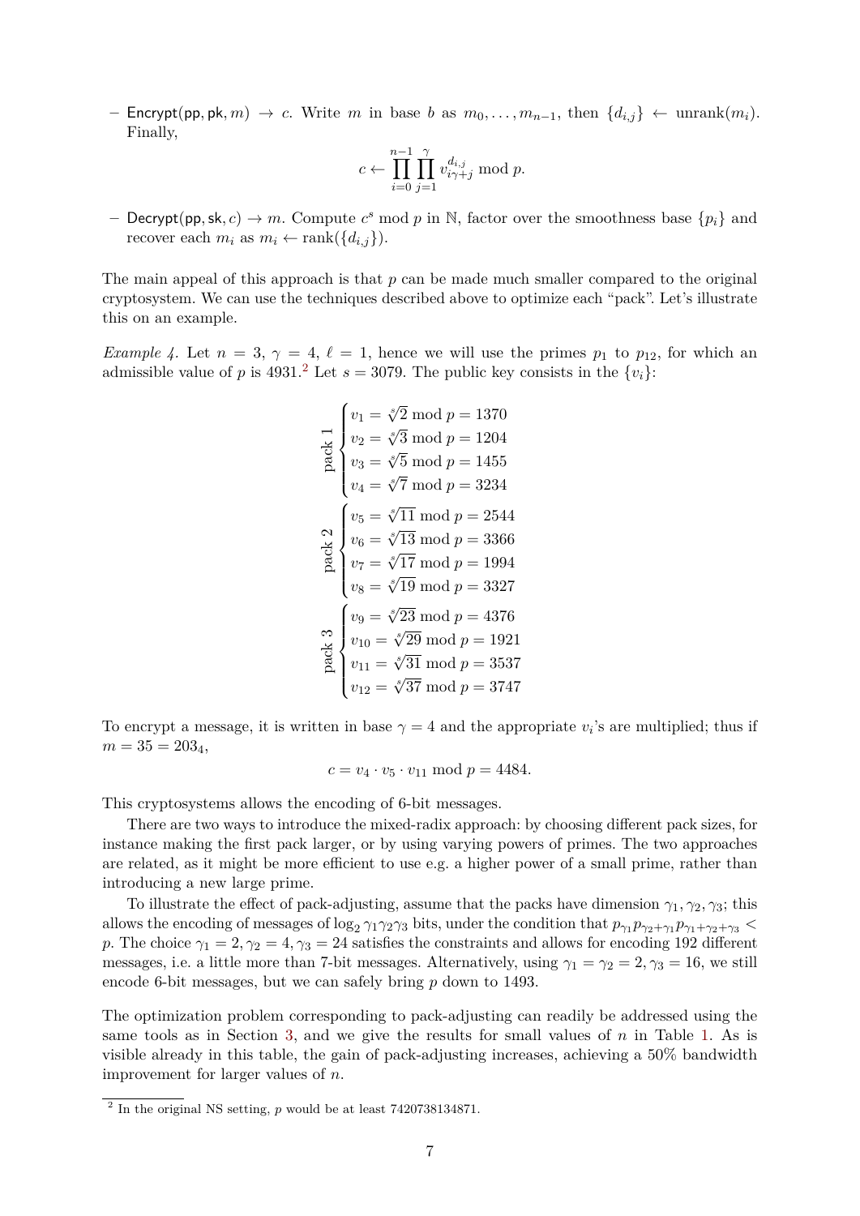– $\mathsf{Encrypt}(\mathsf{pp}, \mathsf{pk}, m) \to c$. Write $m$ in base $b$ as $m_0, \dots, m_{n-1}$, then $\{d_{i,j}\} \leftarrow \text{unrank}(m_i)$. Finally,

$$c \leftarrow \prod_{i=0}^{n-1} \prod_{j=1}^{\gamma} v_{i\gamma+j}^{d_{i,j}} \bmod p.$$

– $\mathsf{Decrypt}(\mathsf{pp}, \mathsf{sk}, c) \to m$. Compute $c^s \bmod p$ in $\mathbb{N}$, factor over the smoothness base $\{p_i\}$ and recover each $m_i$ as $m_i \leftarrow \text{rank}(\{d_{i,j}\})$.

The main appeal of this approach is that $p$ can be made much smaller compared to the original cryptosystem. We can use the techniques described above to optimize each "pack". Let's illustrate this on an example.

*Example 4.* Let $n = 3$, $\gamma = 4$, $\ell = 1$, hence we will use the primes $p_1$ to $p_{12}$, for which an admissible value of $p$ is 4931.[2] Let $s = 3079$. The public key consists in the $\{v_i\}$:

$$\text{pack 1}\begin{cases} v_1 = \sqrt[s]{2} \bmod p = 1370 \\ v_2 = \sqrt[s]{3} \bmod p = 1204 \\ v_3 = \sqrt[s]{5} \bmod p = 1455 \\ v_4 = \sqrt[s]{7} \bmod p = 3234 \end{cases}$$

$$\text{pack 2}\begin{cases} v_5 = \sqrt[s]{11} \bmod p = 2544 \\ v_6 = \sqrt[s]{13} \bmod p = 3366 \\ v_7 = \sqrt[s]{17} \bmod p = 1994 \\ v_8 = \sqrt[s]{19} \bmod p = 3327 \end{cases}$$

$$\text{pack 3}\begin{cases} v_9 = \sqrt[s]{23} \bmod p = 4376 \\ v_{10} = \sqrt[s]{29} \bmod p = 1921 \\ v_{11} = \sqrt[s]{31} \bmod p = 3537 \\ v_{12} = \sqrt[s]{37} \bmod p = 3747 \end{cases}$$

To encrypt a message, it is written in base $\gamma = 4$ and the appropriate $v_i$'s are multiplied; thus if $m = 35 = 203_4$,

$$c = v_4 \cdot v_5 \cdot v_{11} \bmod p = 4484.$$

This cryptosystems allows the encoding of 6-bit messages.

There are two ways to introduce the mixed-radix approach: by choosing different pack sizes, for instance making the first pack larger, or by using varying powers of primes. The two approaches are related, as it might be more efficient to use e.g. a higher power of a small prime, rather than introducing a new large prime.

To illustrate the effect of pack-adjusting, assume that the packs have dimension $\gamma_1, \gamma_2, \gamma_3$; this allows the encoding of messages of $\log_2 \gamma_1\gamma_2\gamma_3$ bits, under the condition that $p_{\gamma_1} p_{\gamma_2+\gamma_1} p_{\gamma_1+\gamma_2+\gamma_3} < p$. The choice $\gamma_1 = 2, \gamma_2 = 4, \gamma_3 = 24$ satisfies the constraints and allows for encoding 192 different messages, i.e. a little more than 7-bit messages. Alternatively, using $\gamma_1 = \gamma_2 = 2, \gamma_3 = 16$, we still encode 6-bit messages, but we can safely bring $p$ down to 1493.

The optimization problem corresponding to pack-adjusting can readily be addressed using the same tools as in Section 3, and we give the results for small values of $n$ in Table 1. As is visible already in this table, the gain of pack-adjusting increases, achieving a 50% bandwidth improvement for larger values of $n$.

---

[2] In the original NS setting, $p$ would be at least 7420738134871.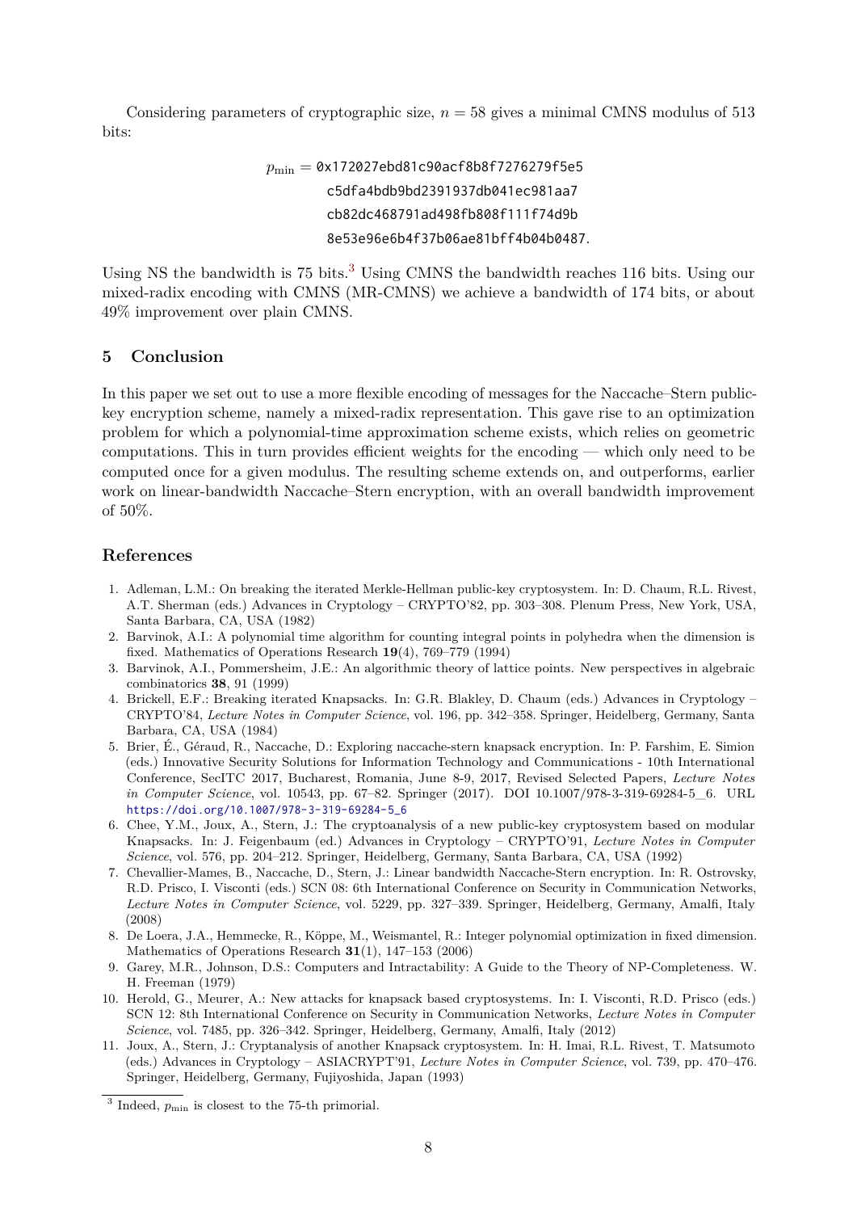Considering parameters of cryptographic size, $n = 58$ gives a minimal CMNS modulus of 513 bits:

$$
\begin{aligned}
p_{\min} = \;& \texttt{0x172027ebd81c90acf8b8f7276279f5e5} \\
& \texttt{c5dfa4bdb9bd2391937db041ec981aa7} \\
& \texttt{cb82dc468791ad498fb808f111f74d9b} \\
& \texttt{8e53e96e6b4f37b06ae81bff4b04b0487}.
\end{aligned}
$$

Using NS the bandwidth is 75 bits.[3] Using CMNS the bandwidth reaches 116 bits. Using our mixed-radix encoding with CMNS (MR-CMNS) we achieve a bandwidth of 174 bits, or about 49% improvement over plain CMNS.

## 5 Conclusion

In this paper we set out to use a more flexible encoding of messages for the Naccache–Stern public-key encryption scheme, namely a mixed-radix representation. This gave rise to an optimization problem for which a polynomial-time approximation scheme exists, which relies on geometric computations. This in turn provides efficient weights for the encoding — which only need to be computed once for a given modulus. The resulting scheme extends on, and outperforms, earlier work on linear-bandwidth Naccache–Stern encryption, with an overall bandwidth improvement of 50%.

## References

1. Adleman, L.M.: On breaking the iterated Merkle-Hellman public-key cryptosystem. In: D. Chaum, R.L. Rivest, A.T. Sherman (eds.) Advances in Cryptology – CRYPTO'82, pp. 303–308. Plenum Press, New York, USA, Santa Barbara, CA, USA (1982)
2. Barvinok, A.I.: A polynomial time algorithm for counting integral points in polyhedra when the dimension is fixed. Mathematics of Operations Research **19**(4), 769–779 (1994)
3. Barvinok, A.I., Pommersheim, J.E.: An algorithmic theory of lattice points. New perspectives in algebraic combinatorics **38**, 91 (1999)
4. Brickell, E.F.: Breaking iterated Knapsacks. In: G.R. Blakley, D. Chaum (eds.) Advances in Cryptology – CRYPTO'84, *Lecture Notes in Computer Science*, vol. 196, pp. 342–358. Springer, Heidelberg, Germany, Santa Barbara, CA, USA (1984)
5. Brier, É., Géraud, R., Naccache, D.: Exploring naccache-stern knapsack encryption. In: P. Farshim, E. Simion (eds.) Innovative Security Solutions for Information Technology and Communications - 10th International Conference, SecITC 2017, Bucharest, Romania, June 8-9, 2017, Revised Selected Papers, *Lecture Notes in Computer Science*, vol. 10543, pp. 67–82. Springer (2017). DOI 10.1007/978-3-319-69284-5_6. URL https://doi.org/10.1007/978-3-319-69284-5_6
6. Chee, Y.M., Joux, A., Stern, J.: The cryptoanalysis of a new public-key cryptosystem based on modular Knapsacks. In: J. Feigenbaum (ed.) Advances in Cryptology – CRYPTO'91, *Lecture Notes in Computer Science*, vol. 576, pp. 204–212. Springer, Heidelberg, Germany, Santa Barbara, CA, USA (1992)
7. Chevallier-Mames, B., Naccache, D., Stern, J.: Linear bandwidth Naccache-Stern encryption. In: R. Ostrovsky, R.D. Prisco, I. Visconti (eds.) SCN 08: 6th International Conference on Security in Communication Networks, *Lecture Notes in Computer Science*, vol. 5229, pp. 327–339. Springer, Heidelberg, Germany, Amalfi, Italy (2008)
8. De Loera, J.A., Hemmecke, R., Köppe, M., Weismantel, R.: Integer polynomial optimization in fixed dimension. Mathematics of Operations Research **31**(1), 147–153 (2006)
9. Garey, M.R., Johnson, D.S.: Computers and Intractability: A Guide to the Theory of NP-Completeness. W. H. Freeman (1979)
10. Herold, G., Meurer, A.: New attacks for knapsack based cryptosystems. In: I. Visconti, R.D. Prisco (eds.) SCN 12: 8th International Conference on Security in Communication Networks, *Lecture Notes in Computer Science*, vol. 7485, pp. 326–342. Springer, Heidelberg, Germany, Amalfi, Italy (2012)
11. Joux, A., Stern, J.: Cryptanalysis of another Knapsack cryptosystem. In: H. Imai, R.L. Rivest, T. Matsumoto (eds.) Advances in Cryptology – ASIACRYPT'91, *Lecture Notes in Computer Science*, vol. 739, pp. 470–476. Springer, Heidelberg, Germany, Fujiyoshida, Japan (1993)

[3] Indeed, $p_{\min}$ is closest to the 75-th primorial.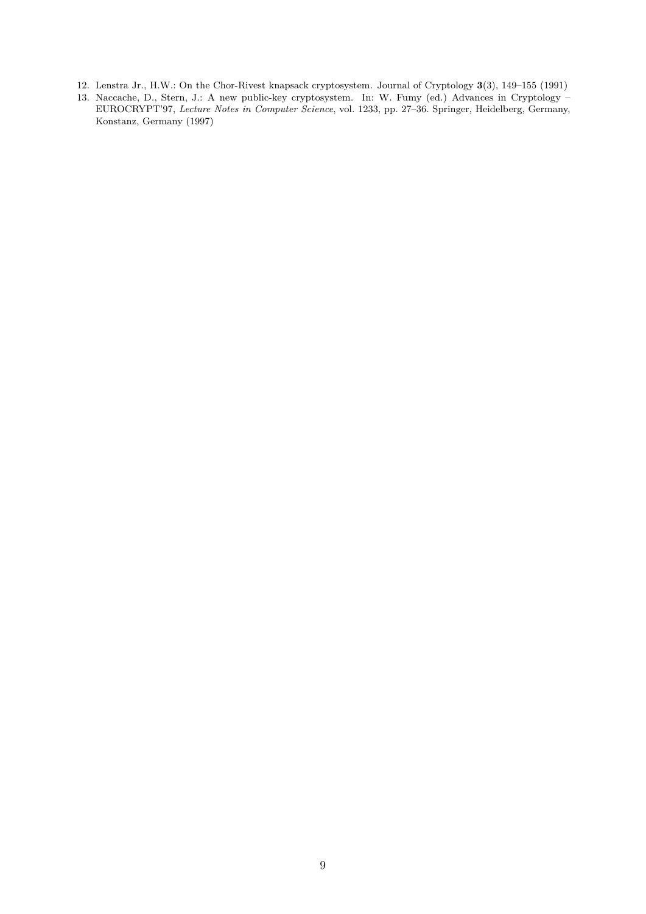12. Lenstra Jr., H.W.: On the Chor-Rivest knapsack cryptosystem. Journal of Cryptology **3**(3), 149–155 (1991)
13. Naccache, D., Stern, J.: A new public-key cryptosystem. In: W. Fumy (ed.) Advances in Cryptology – EUROCRYPT'97, *Lecture Notes in Computer Science*, vol. 1233, pp. 27–36. Springer, Heidelberg, Germany, Konstanz, Germany (1997)